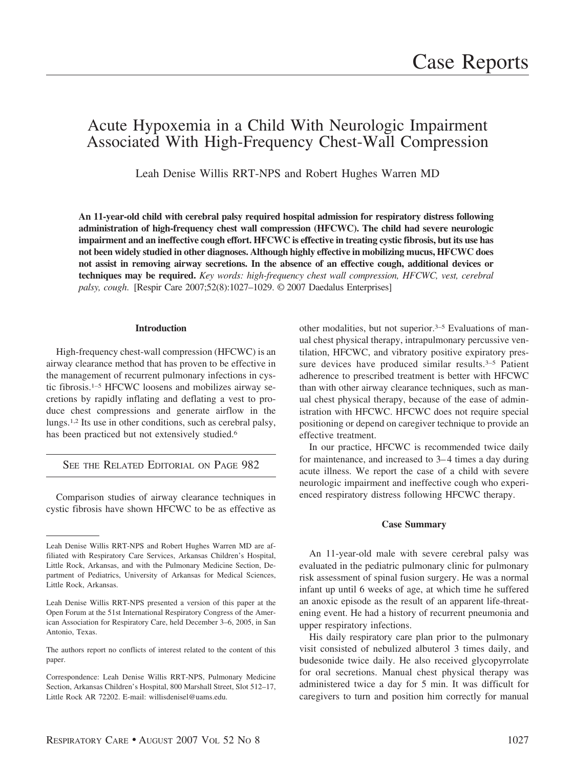Case Reports

# Acute Hypoxemia in a Child With Neurologic Impairment Associated With High-Frequency Chest-Wall Compression

Leah Denise Willis RRT-NPS and Robert Hughes Warren MD

**An 11-year-old child with cerebral palsy required hospital admission for respiratory distress following administration of high-frequency chest wall compression (HFCWC). The child had severe neurologic impairment and an ineffective cough effort. HFCWC is effective in treating cystic fibrosis, but its use has not been widely studied in other diagnoses. Although highly effective in mobilizing mucus, HFCWC does not assist in removing airway secretions. In the absence of an effective cough, additional devices or techniques may be required.** *Key words: high-frequency chest wall compression, HFCWC, vest, cerebral palsy, cough.* [Respir Care 2007;52(8):1027–1029. © 2007 Daedalus Enterprises]

## Introduction

High-frequency chest-wall compression (HFCWC) is an airway clearance method that has proven to be effective in the management of recurrent pulmonary infections in cystic fibrosis.[1–5] HFCWC loosens and mobilizes airway secretions by rapidly inflating and deflating a vest to produce chest compressions and generate airflow in the lungs.[1,2] Its use in other conditions, such as cerebral palsy, has been practiced but not extensively studied.[6]

SEE THE RELATED EDITORIAL ON PAGE 982

Comparison studies of airway clearance techniques in cystic fibrosis have shown HFCWC to be as effective as other modalities, but not superior.[3–5] Evaluations of manual chest physical therapy, intrapulmonary percussive ventilation, HFCWC, and vibratory positive expiratory pressure devices have produced similar results.[3–5] Patient adherence to prescribed treatment is better with HFCWC than with other airway clearance techniques, such as manual chest physical therapy, because of the ease of administration with HFCWC. HFCWC does not require special positioning or depend on caregiver technique to provide an effective treatment.

In our practice, HFCWC is recommended twice daily for maintenance, and increased to 3–4 times a day during acute illness. We report the case of a child with severe neurologic impairment and ineffective cough who experienced respiratory distress following HFCWC therapy.

## Case Summary

An 11-year-old male with severe cerebral palsy was evaluated in the pediatric pulmonary clinic for pulmonary risk assessment of spinal fusion surgery. He was a normal infant up until 6 weeks of age, at which time he suffered an anoxic episode as the result of an apparent life-threatening event. He had a history of recurrent pneumonia and upper respiratory infections.

His daily respiratory care plan prior to the pulmonary visit consisted of nebulized albuterol 3 times daily, and budesonide twice daily. He also received glycopyrrolate for oral secretions. Manual chest physical therapy was administered twice a day for 5 min. It was difficult for caregivers to turn and position him correctly for manual

---

Leah Denise Willis RRT-NPS and Robert Hughes Warren MD are affiliated with Respiratory Care Services, Arkansas Children's Hospital, Little Rock, Arkansas, and with the Pulmonary Medicine Section, Department of Pediatrics, University of Arkansas for Medical Sciences, Little Rock, Arkansas.

Leah Denise Willis RRT-NPS presented a version of this paper at the Open Forum at the 51st International Respiratory Congress of the American Association for Respiratory Care, held December 3–6, 2005, in San Antonio, Texas.

The authors report no conflicts of interest related to the content of this paper.

Correspondence: Leah Denise Willis RRT-NPS, Pulmonary Medicine Section, Arkansas Children's Hospital, 800 Marshall Street, Slot 512–17, Little Rock AR 72202. E-mail: willisdenisel@uams.edu.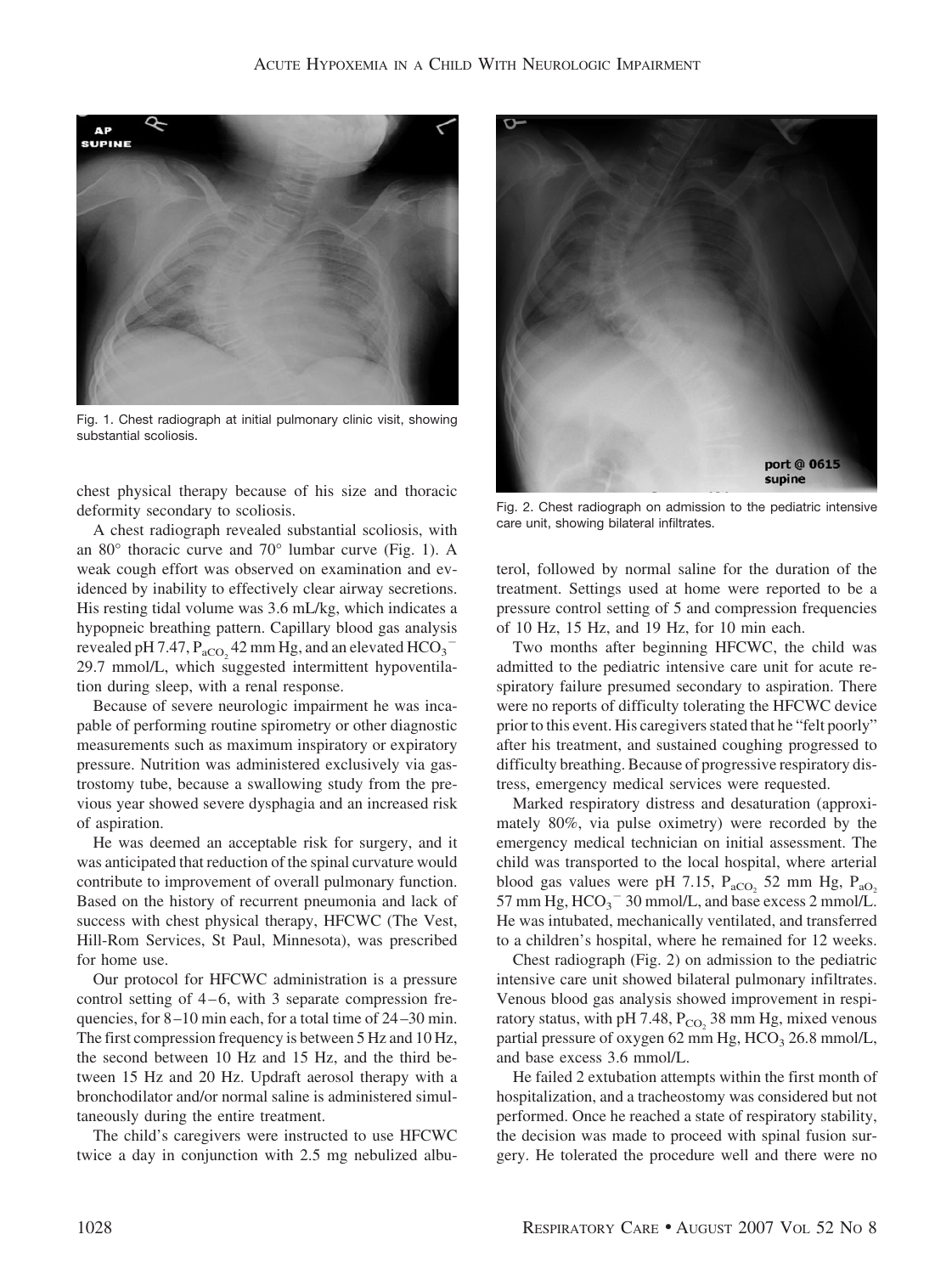Fig. 1. Chest radiograph at initial pulmonary clinic visit, showing substantial scoliosis.

chest physical therapy because of his size and thoracic deformity secondary to scoliosis.

A chest radiograph revealed substantial scoliosis, with an 80° thoracic curve and 70° lumbar curve (Fig. 1). A weak cough effort was observed on examination and evidenced by inability to effectively clear airway secretions. His resting tidal volume was 3.6 mL/kg, which indicates a hypopneic breathing pattern. Capillary blood gas analysis revealed pH 7.47, $P_{aCO_2}$ 42 mm Hg, and an elevated $HCO_3^-$ 29.7 mmol/L, which suggested intermittent hypoventilation during sleep, with a renal response.

Because of severe neurologic impairment he was incapable of performing routine spirometry or other diagnostic measurements such as maximum inspiratory or expiratory pressure. Nutrition was administered exclusively via gastrostomy tube, because a swallowing study from the previous year showed severe dysphagia and an increased risk of aspiration.

He was deemed an acceptable risk for surgery, and it was anticipated that reduction of the spinal curvature would contribute to improvement of overall pulmonary function. Based on the history of recurrent pneumonia and lack of success with chest physical therapy, HFCWC (The Vest, Hill-Rom Services, St Paul, Minnesota), was prescribed for home use.

Our protocol for HFCWC administration is a pressure control setting of 4–6, with 3 separate compression frequencies, for 8–10 min each, for a total time of 24–30 min. The first compression frequency is between 5 Hz and 10 Hz, the second between 10 Hz and 15 Hz, and the third between 15 Hz and 20 Hz. Updraft aerosol therapy with a bronchodilator and/or normal saline is administered simultaneously during the entire treatment.

The child's caregivers were instructed to use HFCWC twice a day in conjunction with 2.5 mg nebulized albuterol, followed by normal saline for the duration of the treatment. Settings used at home were reported to be a pressure control setting of 5 and compression frequencies of 10 Hz, 15 Hz, and 19 Hz, for 10 min each.

Fig. 2. Chest radiograph on admission to the pediatric intensive care unit, showing bilateral infiltrates.

Two months after beginning HFCWC, the child was admitted to the pediatric intensive care unit for acute respiratory failure presumed secondary to aspiration. There were no reports of difficulty tolerating the HFCWC device prior to this event. His caregivers stated that he "felt poorly" after his treatment, and sustained coughing progressed to difficulty breathing. Because of progressive respiratory distress, emergency medical services were requested.

Marked respiratory distress and desaturation (approximately 80%, via pulse oximetry) were recorded by the emergency medical technician on initial assessment. The child was transported to the local hospital, where arterial blood gas values were pH 7.15, $P_{aCO_2}$ 52 mm Hg, $P_{aO_2}$ 57 mm Hg, $HCO_3^-$ 30 mmol/L, and base excess 2 mmol/L. He was intubated, mechanically ventilated, and transferred to a children's hospital, where he remained for 12 weeks.

Chest radiograph (Fig. 2) on admission to the pediatric intensive care unit showed bilateral pulmonary infiltrates. Venous blood gas analysis showed improvement in respiratory status, with pH 7.48, $P_{CO_2}$ 38 mm Hg, mixed venous partial pressure of oxygen 62 mm Hg, $HCO_3$ 26.8 mmol/L, and base excess 3.6 mmol/L.

He failed 2 extubation attempts within the first month of hospitalization, and a tracheostomy was considered but not performed. Once he reached a state of respiratory stability, the decision was made to proceed with spinal fusion surgery. He tolerated the procedure well and there were no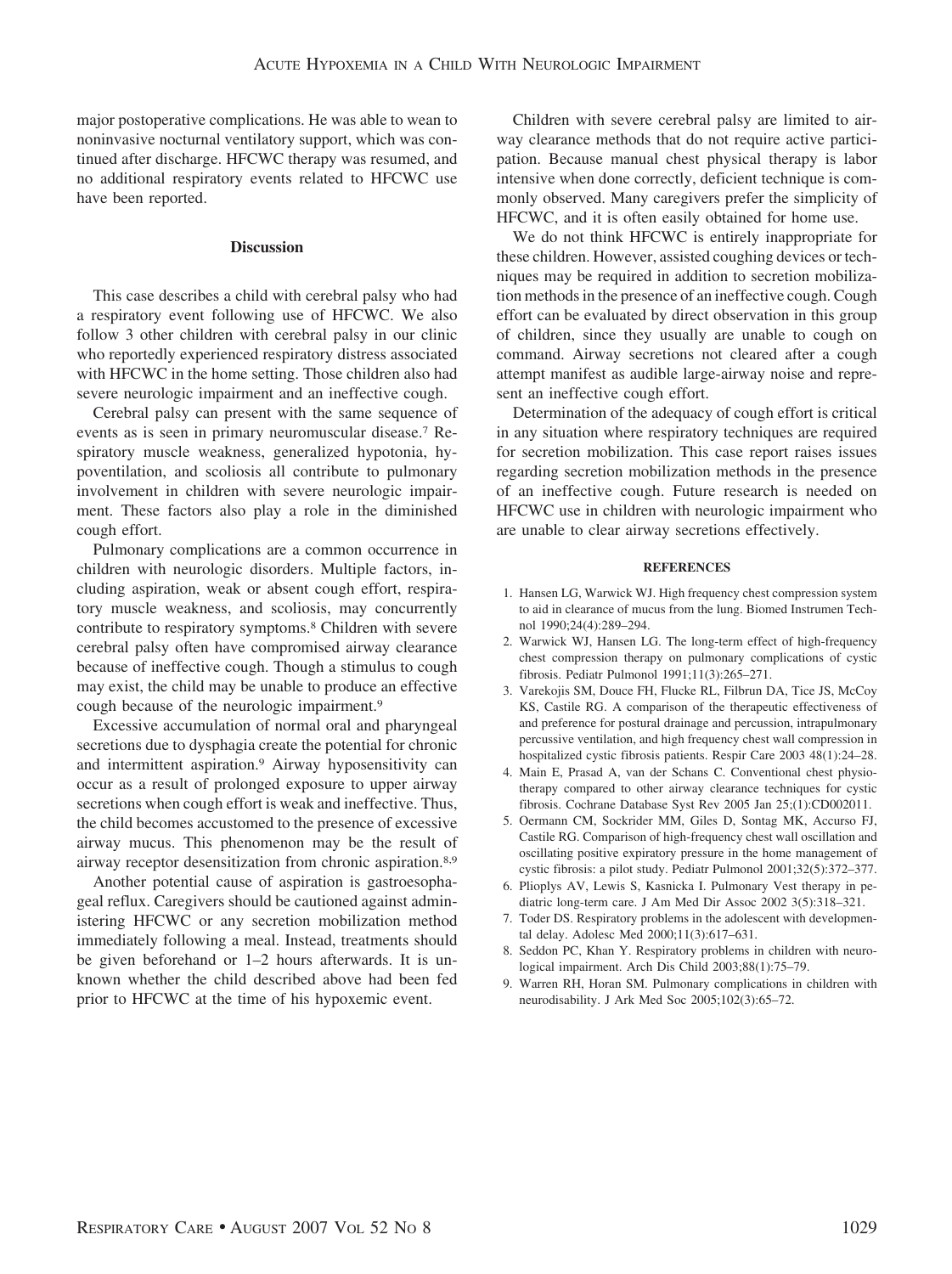major postoperative complications. He was able to wean to noninvasive nocturnal ventilatory support, which was continued after discharge. HFCWC therapy was resumed, and no additional respiratory events related to HFCWC use have been reported.

## Discussion

This case describes a child with cerebral palsy who had a respiratory event following use of HFCWC. We also follow 3 other children with cerebral palsy in our clinic who reportedly experienced respiratory distress associated with HFCWC in the home setting. Those children also had severe neurologic impairment and an ineffective cough.

Cerebral palsy can present with the same sequence of events as is seen in primary neuromuscular disease.[7] Respiratory muscle weakness, generalized hypotonia, hypoventilation, and scoliosis all contribute to pulmonary involvement in children with severe neurologic impairment. These factors also play a role in the diminished cough effort.

Pulmonary complications are a common occurrence in children with neurologic disorders. Multiple factors, including aspiration, weak or absent cough effort, respiratory muscle weakness, and scoliosis, may concurrently contribute to respiratory symptoms.[8] Children with severe cerebral palsy often have compromised airway clearance because of ineffective cough. Though a stimulus to cough may exist, the child may be unable to produce an effective cough because of the neurologic impairment.[9]

Excessive accumulation of normal oral and pharyngeal secretions due to dysphagia create the potential for chronic and intermittent aspiration.[9] Airway hyposensitivity can occur as a result of prolonged exposure to upper airway secretions when cough effort is weak and ineffective. Thus, the child becomes accustomed to the presence of excessive airway mucus. This phenomenon may be the result of airway receptor desensitization from chronic aspiration.[8,9]

Another potential cause of aspiration is gastroesophageal reflux. Caregivers should be cautioned against administering HFCWC or any secretion mobilization method immediately following a meal. Instead, treatments should be given beforehand or 1–2 hours afterwards. It is unknown whether the child described above had been fed prior to HFCWC at the time of his hypoxemic event.

Children with severe cerebral palsy are limited to airway clearance methods that do not require active participation. Because manual chest physical therapy is labor intensive when done correctly, deficient technique is commonly observed. Many caregivers prefer the simplicity of HFCWC, and it is often easily obtained for home use.

We do not think HFCWC is entirely inappropriate for these children. However, assisted coughing devices or techniques may be required in addition to secretion mobilization methods in the presence of an ineffective cough. Cough effort can be evaluated by direct observation in this group of children, since they usually are unable to cough on command. Airway secretions not cleared after a cough attempt manifest as audible large-airway noise and represent an ineffective cough effort.

Determination of the adequacy of cough effort is critical in any situation where respiratory techniques are required for secretion mobilization. This case report raises issues regarding secretion mobilization methods in the presence of an ineffective cough. Future research is needed on HFCWC use in children with neurologic impairment who are unable to clear airway secretions effectively.

### REFERENCES

1. Hansen LG, Warwick WJ. High frequency chest compression system to aid in clearance of mucus from the lung. Biomed Instrumen Technol 1990;24(4):289–294.
2. Warwick WJ, Hansen LG. The long-term effect of high-frequency chest compression therapy on pulmonary complications of cystic fibrosis. Pediatr Pulmonol 1991;11(3):265–271.
3. Varekojis SM, Douce FH, Flucke RL, Filbrun DA, Tice JS, McCoy KS, Castile RG. A comparison of the therapeutic effectiveness of and preference for postural drainage and percussion, intrapulmonary percussive ventilation, and high frequency chest wall compression in hospitalized cystic fibrosis patients. Respir Care 2003 48(1):24–28.
4. Main E, Prasad A, van der Schans C. Conventional chest physiotherapy compared to other airway clearance techniques for cystic fibrosis. Cochrane Database Syst Rev 2005 Jan 25;(1):CD002011.
5. Oermann CM, Sockrider MM, Giles D, Sontag MK, Accurso FJ, Castile RG. Comparison of high-frequency chest wall oscillation and oscillating positive expiratory pressure in the home management of cystic fibrosis: a pilot study. Pediatr Pulmonol 2001;32(5):372–377.
6. Plioplys AV, Lewis S, Kasnicka I. Pulmonary Vest therapy in pediatric long-term care. J Am Med Dir Assoc 2002 3(5):318–321.
7. Toder DS. Respiratory problems in the adolescent with developmental delay. Adolesc Med 2000;11(3):617–631.
8. Seddon PC, Khan Y. Respiratory problems in children with neurological impairment. Arch Dis Child 2003;88(1):75–79.
9. Warren RH, Horan SM. Pulmonary complications in children with neurodisability. J Ark Med Soc 2005;102(3):65–72.